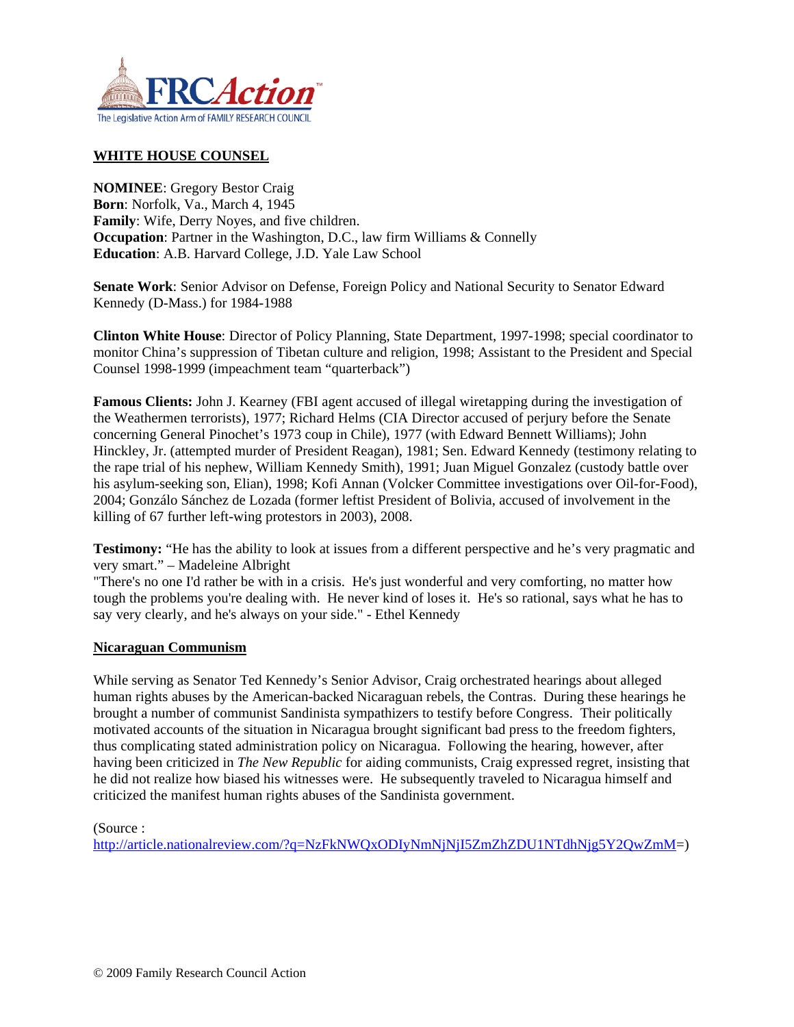FRCAction™
The Legislative Action Arm of FAMILY RESEARCH COUNCIL

## WHITE HOUSE COUNSEL

**NOMINEE**: Gregory Bestor Craig
**Born**: Norfolk, Va., March 4, 1945
**Family**: Wife, Derry Noyes, and five children.
**Occupation**: Partner in the Washington, D.C., law firm Williams & Connelly
**Education**: A.B. Harvard College, J.D. Yale Law School

**Senate Work**: Senior Advisor on Defense, Foreign Policy and National Security to Senator Edward Kennedy (D-Mass.) for 1984-1988

**Clinton White House**: Director of Policy Planning, State Department, 1997-1998; special coordinator to monitor China's suppression of Tibetan culture and religion, 1998; Assistant to the President and Special Counsel 1998-1999 (impeachment team "quarterback")

**Famous Clients:** John J. Kearney (FBI agent accused of illegal wiretapping during the investigation of the Weathermen terrorists), 1977; Richard Helms (CIA Director accused of perjury before the Senate concerning General Pinochet's 1973 coup in Chile), 1977 (with Edward Bennett Williams); John Hinckley, Jr. (attempted murder of President Reagan), 1981; Sen. Edward Kennedy (testimony relating to the rape trial of his nephew, William Kennedy Smith), 1991; Juan Miguel Gonzalez (custody battle over his asylum-seeking son, Elian), 1998; Kofi Annan (Volcker Committee investigations over Oil-for-Food), 2004; Gonzálo Sánchez de Lozada (former leftist President of Bolivia, accused of involvement in the killing of 67 further left-wing protestors in 2003), 2008.

**Testimony:** "He has the ability to look at issues from a different perspective and he's very pragmatic and very smart." – Madeleine Albright
"There's no one I'd rather be with in a crisis. He's just wonderful and very comforting, no matter how tough the problems you're dealing with. He never kind of loses it. He's so rational, says what he has to say very clearly, and he's always on your side." - Ethel Kennedy

## Nicaraguan Communism

While serving as Senator Ted Kennedy's Senior Advisor, Craig orchestrated hearings about alleged human rights abuses by the American-backed Nicaraguan rebels, the Contras. During these hearings he brought a number of communist Sandinista sympathizers to testify before Congress. Their politically motivated accounts of the situation in Nicaragua brought significant bad press to the freedom fighters, thus complicating stated administration policy on Nicaragua. Following the hearing, however, after having been criticized in *The New Republic* for aiding communists, Craig expressed regret, insisting that he did not realize how biased his witnesses were. He subsequently traveled to Nicaragua himself and criticized the manifest human rights abuses of the Sandinista government.

(Source :
http://article.nationalreview.com/?q=NzFkNWQxODIyNmNjNjI5ZmZhZDU1NTdhNjg5Y2QwZmM=)

© 2009 Family Research Council Action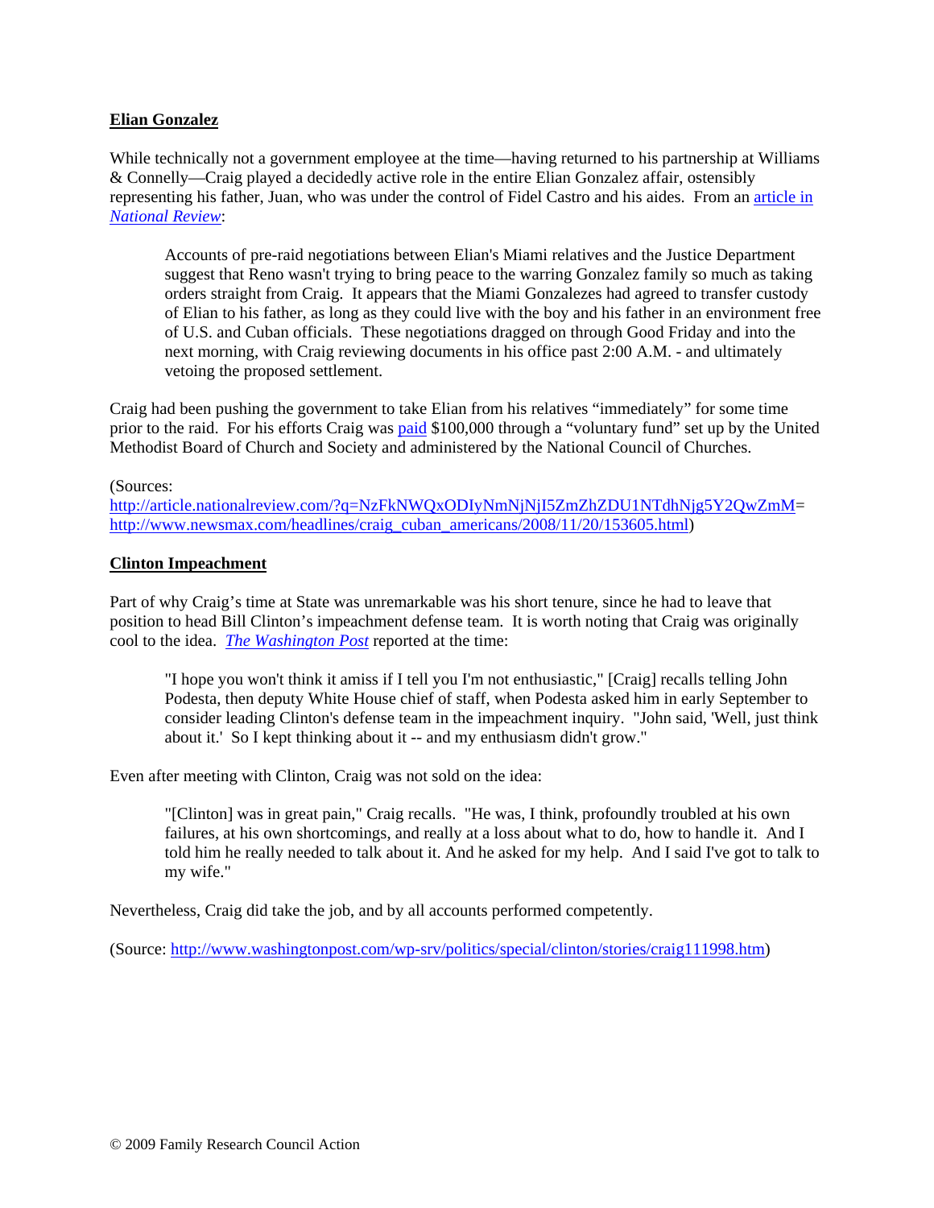**Elian Gonzalez**

While technically not a government employee at the time—having returned to his partnership at Williams & Connelly—Craig played a decidedly active role in the entire Elian Gonzalez affair, ostensibly representing his father, Juan, who was under the control of Fidel Castro and his aides. From an article in *National Review*:

> Accounts of pre-raid negotiations between Elian's Miami relatives and the Justice Department suggest that Reno wasn't trying to bring peace to the warring Gonzalez family so much as taking orders straight from Craig. It appears that the Miami Gonzalezes had agreed to transfer custody of Elian to his father, as long as they could live with the boy and his father in an environment free of U.S. and Cuban officials. These negotiations dragged on through Good Friday and into the next morning, with Craig reviewing documents in his office past 2:00 A.M. - and ultimately vetoing the proposed settlement.

Craig had been pushing the government to take Elian from his relatives "immediately" for some time prior to the raid. For his efforts Craig was paid $100,000 through a "voluntary fund" set up by the United Methodist Board of Church and Society and administered by the National Council of Churches.

(Sources:
http://article.nationalreview.com/?q=NzFkNWQxODIyNmNjNjI5ZmZhZDU1NTdhNjg5Y2QwZmM=
http://www.newsmax.com/headlines/craig_cuban_americans/2008/11/20/153605.html)

**Clinton Impeachment**

Part of why Craig's time at State was unremarkable was his short tenure, since he had to leave that position to head Bill Clinton's impeachment defense team. It is worth noting that Craig was originally cool to the idea. *The Washington Post* reported at the time:

> "I hope you won't think it amiss if I tell you I'm not enthusiastic," [Craig] recalls telling John Podesta, then deputy White House chief of staff, when Podesta asked him in early September to consider leading Clinton's defense team in the impeachment inquiry. "John said, 'Well, just think about it.' So I kept thinking about it -- and my enthusiasm didn't grow."

Even after meeting with Clinton, Craig was not sold on the idea:

> "[Clinton] was in great pain," Craig recalls. "He was, I think, profoundly troubled at his own failures, at his own shortcomings, and really at a loss about what to do, how to handle it. And I told him he really needed to talk about it. And he asked for my help. And I said I've got to talk to my wife."

Nevertheless, Craig did take the job, and by all accounts performed competently.

(Source: http://www.washingtonpost.com/wp-srv/politics/special/clinton/stories/craig111998.htm)

© 2009 Family Research Council Action